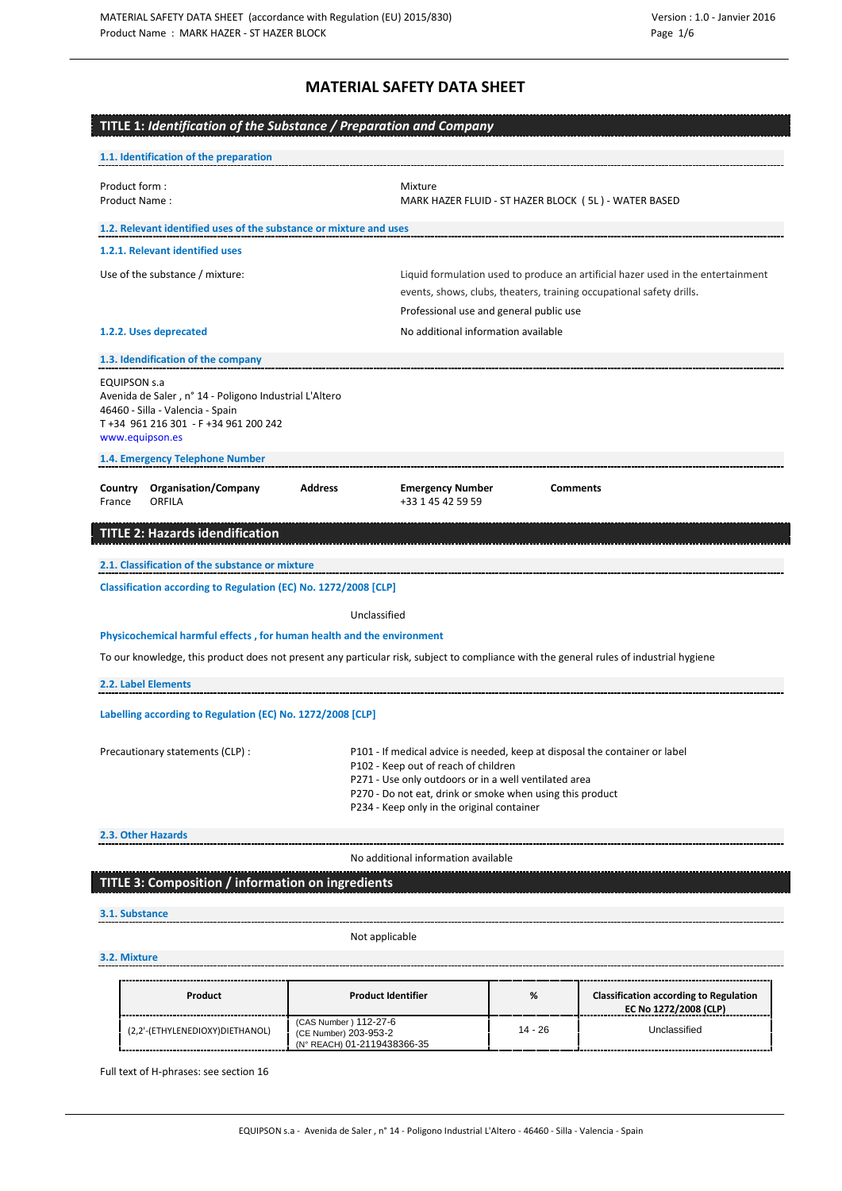# MATERIAL SAFETY DATA SHEET

## TITLE 1: *Identification of the Substance / Preparation and Company*

### 1.1. Identification of the preparation

Product form : Mixture

Product Name : MARK HAZER FLUID - ST HAZER BLOCK ( 5L ) - WATER BASED

### 1.2. Relevant identified uses of the substance or mixture and uses

#### 1.2.1. Relevant identified uses

Use of the substance / mixture: Liquid formulation used to produce an artificial hazer used in the entertainment events, shows, clubs, theaters, training occupational safety drills.

Professional use and general public use

#### 1.2.2. Uses deprecated

No additional information available

### 1.3. Idendification of the company

EQUIPSON s.a
Avenida de Saler , n° 14 - Poligono Industrial L'Altero
46460 - Silla - Valencia - Spain
T +34 961 216 301 - F +34 961 200 242
www.equipson.es

### 1.4. Emergency Telephone Number

| Country | Organisation/Company | Address | Emergency Number | Comments |
|---|---|---|---|---|
| France | ORFILA | | +33 1 45 42 59 59 | |

## TITLE 2: Hazards identification

### 2.1. Classification of the substance or mixture

**Classification according to Regulation (EC) No. 1272/2008 [CLP]**

Unclassified

**Physicochemical harmful effects , for human health and the environment**

To our knowledge, this product does not present any particular risk, subject to compliance with the general rules of industrial hygiene

### 2.2. Label Elements

**Labelling according to Regulation (EC) No. 1272/2008 [CLP]**

Precautionary statements (CLP) :

- P101 - If medical advice is needed, keep at disposal the container or label
- P102 - Keep out of reach of children
- P271 - Use only outdoors or in a well ventilated area
- P270 - Do not eat, drink or smoke when using this product
- P234 - Keep only in the original container

### 2.3. Other Hazards

No additional information available

## TITLE 3: Composition / information on ingredients

### 3.1. Substance

Not applicable

### 3.2. Mixture

| Product | Product Identifier | % | Classification according to Regulation EC No 1272/2008 (CLP) |
|---|---|---|---|
| (2,2'-(ETHYLENEDIOXY)DIETHANOL) | (CAS Number ) 112-27-6<br>(CE Number) 203-953-2<br>(N° REACH) 01-2119438366-35 | 14 - 26 | Unclassified |

Full text of H-phrases: see section 16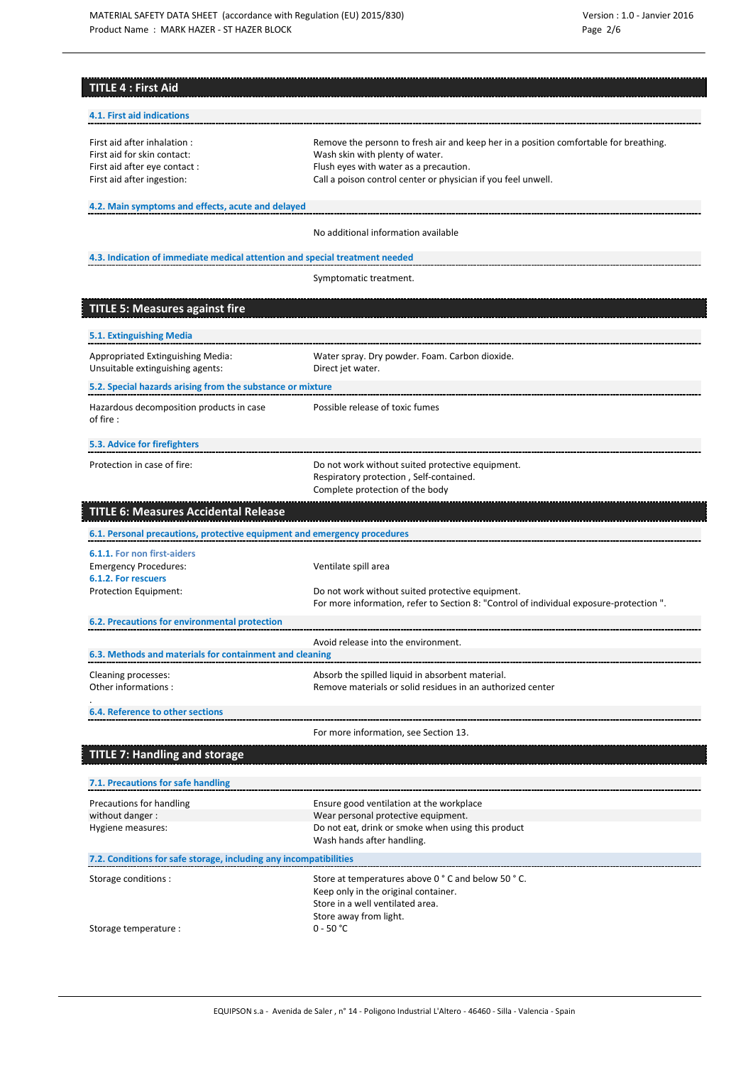## TITLE 4 : First Aid

### 4.1. First aid indications

| | |
|---|---|
| First aid after inhalation : | Remove the personn to fresh air and keep her in a position comfortable for breathing. |
| First aid for skin contact: | Wash skin with plenty of water. |
| First aid after eye contact : | Flush eyes with water as a precaution. |
| First aid after ingestion: | Call a poison control center or physician if you feel unwell. |

### 4.2. Main symptoms and effects, acute and delayed

No additional information available

### 4.3. Indication of immediate medical attention and special treatment needed

Symptomatic treatment.

## TITLE 5: Measures against fire

### 5.1. Extinguishing Media

| | |
|---|---|
| Appropriated Extinguishing Media: | Water spray. Dry powder. Foam. Carbon dioxide. |
| Unsuitable extinguishing agents: | Direct jet water. |

### 5.2. Special hazards arising from the substance or mixture

| | |
|---|---|
| Hazardous decomposition products in case of fire : | Possible release of toxic fumes |

### 5.3. Advice for firefighters

| | |
|---|---|
| Protection in case of fire: | Do not work without suited protective equipment.<br>Respiratory protection , Self-contained.<br>Complete protection of the body |

## TITLE 6: Measures Accidental Release

### 6.1. Personal precautions, protective equipment and emergency procedures

#### 6.1.1. For non first-aiders

| | |
|---|---|
| Emergency Procedures: | Ventilate spill area |

#### 6.1.2. For rescuers

| | |
|---|---|
| Protection Equipment: | Do not work without suited protective equipment.<br>For more information, refer to Section 8: "Control of individual exposure-protection ". |

### 6.2. Precautions for environmental protection

Avoid release into the environment.

### 6.3. Methods and materials for containment and cleaning

| | |
|---|---|
| Cleaning processes: | Absorb the spilled liquid in absorbent material. |
| Other informations : | Remove materials or solid residues in an authorized center |

.

### 6.4. Reference to other sections

For more information, see Section 13.

## TITLE 7: Handling and storage

### 7.1. Precautions for safe handling

| | |
|---|---|
| Precautions for handling without danger : | Ensure good ventilation at the workplace<br>Wear personal protective equipment. |
| Hygiene measures: | Do not eat, drink or smoke when using this product<br>Wash hands after handling. |

### 7.2. Conditions for safe storage, including any incompatibilities

| | |
|---|---|
| Storage conditions : | Store at temperatures above 0 ° C and below 50 ° C.<br>Keep only in the original container.<br>Store in a well ventilated area.<br>Store away from light. |
| Storage temperature : | 0 - 50 °C |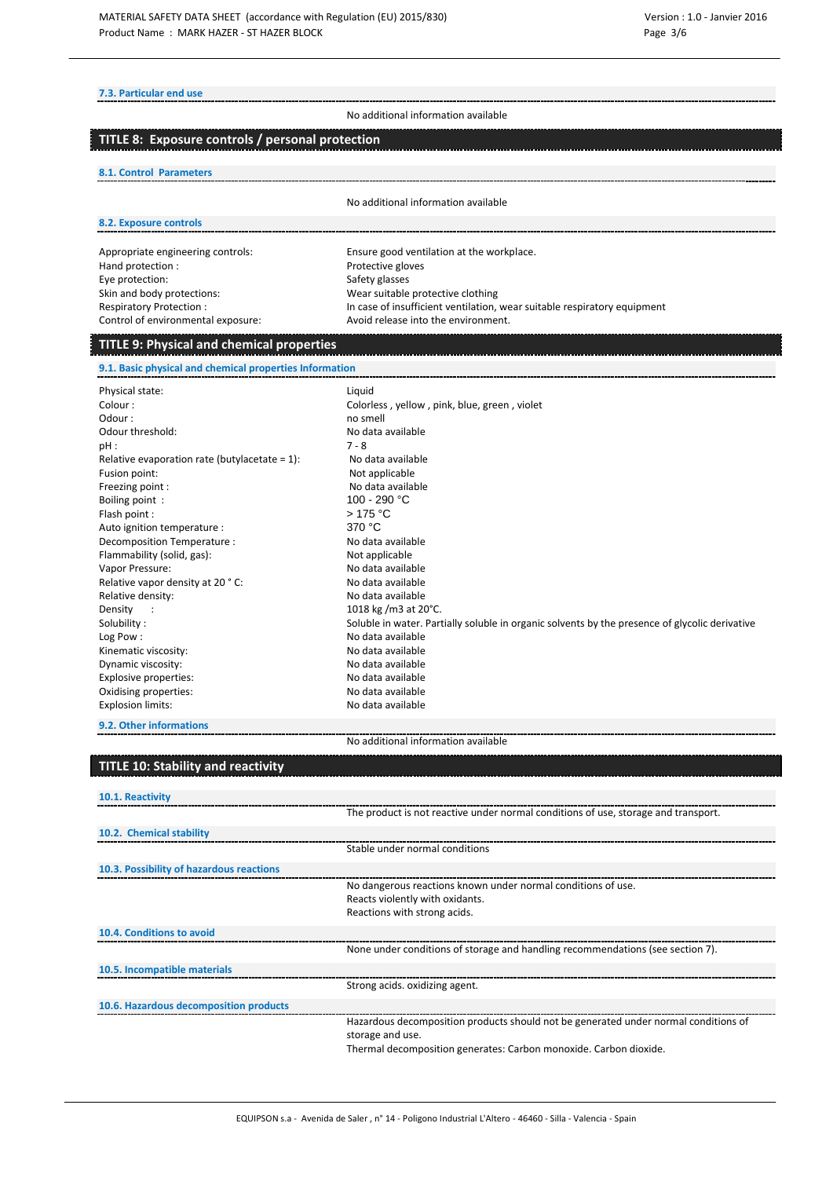### 7.3. Particular end use

No additional information available

## TITLE 8: Exposure controls / personal protection

### 8.1. Control Parameters

No additional information available

### 8.2. Exposure controls

| | |
|---|---|
| Appropriate engineering controls: | Ensure good ventilation at the workplace. |
| Hand protection : | Protective gloves |
| Eye protection: | Safety glasses |
| Skin and body protections: | Wear suitable protective clothing |
| Respiratory Protection : | In case of insufficient ventilation, wear suitable respiratory equipment |
| Control of environmental exposure: | Avoid release into the environment. |

## TITLE 9: Physical and chemical properties

### 9.1. Basic physical and chemical properties Information

| | |
|---|---|
| Physical state: | Liquid |
| Colour : | Colorless , yellow , pink, blue, green , violet |
| Odour : | no smell |
| Odour threshold: | No data available |
| pH : | 7 - 8 |
| Relative evaporation rate (butylacetate = 1): | No data available |
| Fusion point: | Not applicable |
| Freezing point : | No data available |
| Boiling point : | 100 - 290 °C |
| Flash point : | > 175 °C |
| Auto ignition temperature : | 370 °C |
| Decomposition Temperature : | No data available |
| Flammability (solid, gas): | Not applicable |
| Vapor Pressure: | No data available |
| Relative vapor density at 20 ° C: | No data available |
| Relative density: | No data available |
| Density : | 1018 kg /m3 at 20°C. |
| Solubility : | Soluble in water. Partially soluble in organic solvents by the presence of glycolic derivative |
| Log Pow : | No data available |
| Kinematic viscosity: | No data available |
| Dynamic viscosity: | No data available |
| Explosive properties: | No data available |
| Oxidising properties: | No data available |
| Explosion limits: | No data available |

### 9.2. Other informations

No additional information available

## TITLE 10: Stability and reactivity

### 10.1. Reactivity

The product is not reactive under normal conditions of use, storage and transport.

### 10.2. Chemical stability

Stable under normal conditions

### 10.3. Possibility of hazardous reactions

No dangerous reactions known under normal conditions of use.
Reacts violently with oxidants.
Reactions with strong acids.

### 10.4. Conditions to avoid

None under conditions of storage and handling recommendations (see section 7).

### 10.5. Incompatible materials

Strong acids. oxidizing agent.

### 10.6. Hazardous decomposition products

Hazardous decomposition products should not be generated under normal conditions of storage and use.
Thermal decomposition generates: Carbon monoxide. Carbon dioxide.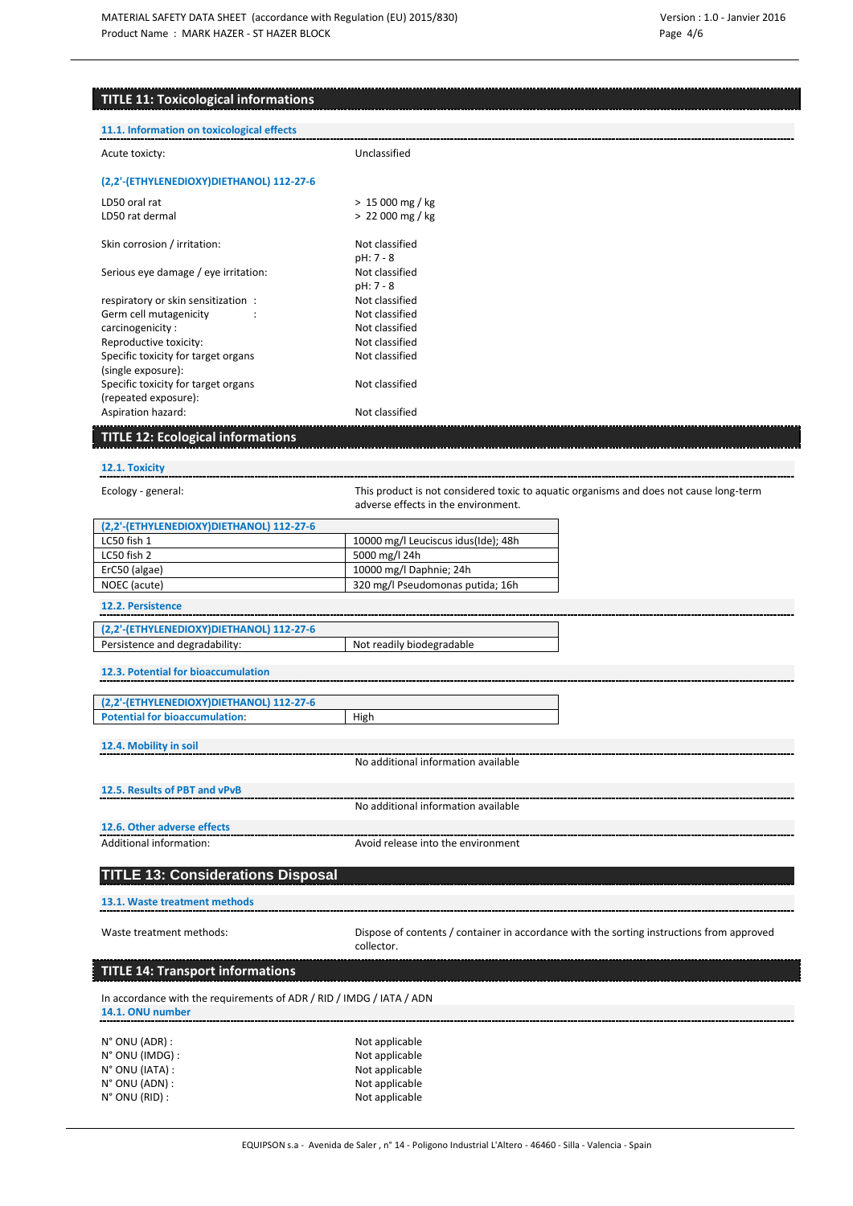## TITLE 11: Toxicological informations

### 11.1. Information on toxicological effects

Acute toxicty: Unclassified

**(2,2'-(ETHYLENEDIOXY)DIETHANOL) 112-27-6**

LD50 oral rat > 15 000 mg / kg
LD50 rat dermal > 22 000 mg / kg

Skin corrosion / irritation: Not classified
pH: 7 - 8

Serious eye damage / eye irritation: Not classified
pH: 7 - 8

respiratory or skin sensitization : Not classified
Germ cell mutagenicity : Not classified
carcinogenicity : Not classified
Reproductive toxicity: Not classified
Specific toxicity for target organs (single exposure): Not classified
Specific toxicity for target organs (repeated exposure): Not classified
Aspiration hazard: Not classified

## TITLE 12: Ecological informations

### 12.1. Toxicity

Ecology - general: This product is not considered toxic to aquatic organisms and does not cause long-term adverse effects in the environment.

| (2,2'-(ETHYLENEDIOXY)DIETHANOL) 112-27-6 | |
|---|---|
| LC50 fish 1 | 10000 mg/l Leuciscus idus(Ide); 48h |
| LC50 fish 2 | 5000 mg/l 24h |
| ErC50 (algae) | 10000 mg/l Daphnie; 24h |
| NOEC (acute) | 320 mg/l Pseudomonas putida; 16h |

### 12.2. Persistence

| (2,2'-(ETHYLENEDIOXY)DIETHANOL) 112-27-6 | |
|---|---|
| Persistence and degradability: | Not readily biodegradable |

### 12.3. Potential for bioaccumulation

| (2,2'-(ETHYLENEDIOXY)DIETHANOL) 112-27-6 | |
|---|---|
| Potential for bioaccumulation: | High |

### 12.4. Mobility in soil

No additional information available

### 12.5. Results of PBT and vPvB

No additional information available

### 12.6. Other adverse effects

Additional information: Avoid release into the environment

## TITLE 13: Considerations Disposal

### 13.1. Waste treatment methods

Waste treatment methods: Dispose of contents / container in accordance with the sorting instructions from approved collector.

## TITLE 14: Transport informations

In accordance with the requirements of ADR / RID / IMDG / IATA / ADN

### 14.1. ONU number

N° ONU (ADR) : Not applicable
N° ONU (IMDG) : Not applicable
N° ONU (IATA) : Not applicable
N° ONU (ADN) : Not applicable
N° ONU (RID) : Not applicable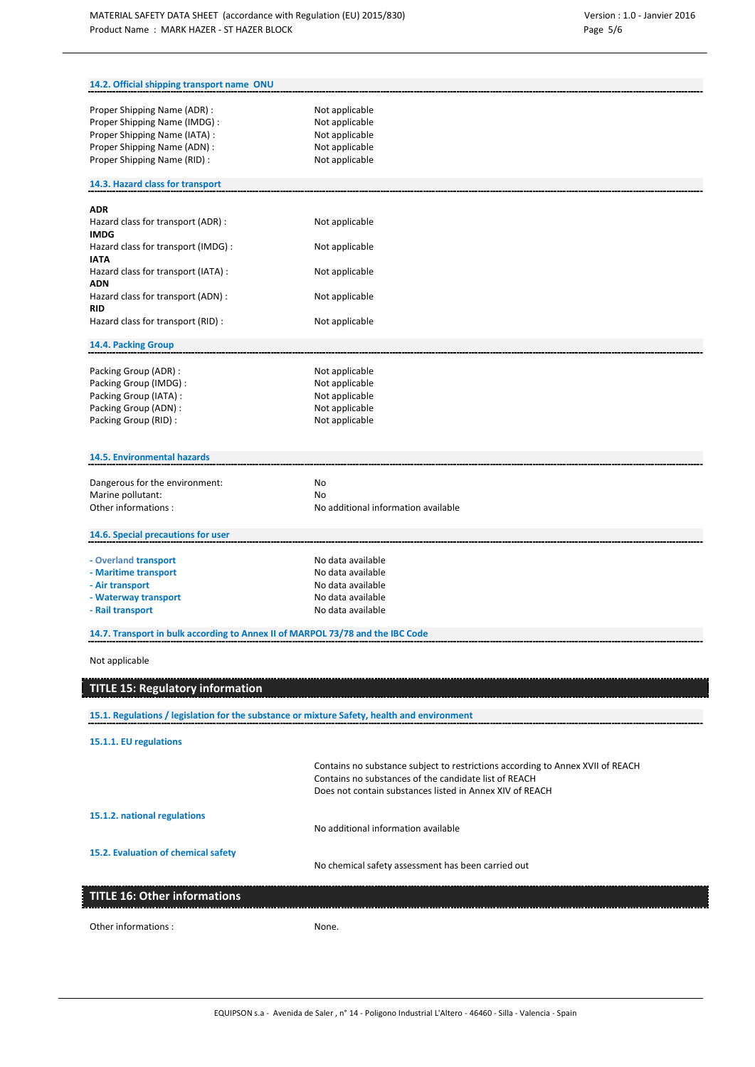### 14.2. Official shipping transport name ONU

| | |
|---|---|
| Proper Shipping Name (ADR) : | Not applicable |
| Proper Shipping Name (IMDG) : | Not applicable |
| Proper Shipping Name (IATA) : | Not applicable |
| Proper Shipping Name (ADN) : | Not applicable |
| Proper Shipping Name (RID) : | Not applicable |

### 14.3. Hazard class for transport

**ADR**
Hazard class for transport (ADR) : Not applicable

**IMDG**
Hazard class for transport (IMDG) : Not applicable

**IATA**
Hazard class for transport (IATA) : Not applicable

**ADN**
Hazard class for transport (ADN) : Not applicable

**RID**
Hazard class for transport (RID) : Not applicable

### 14.4. Packing Group

| | |
|---|---|
| Packing Group (ADR) : | Not applicable |
| Packing Group (IMDG) : | Not applicable |
| Packing Group (IATA) : | Not applicable |
| Packing Group (ADN) : | Not applicable |
| Packing Group (RID) : | Not applicable |

### 14.5. Environmental hazards

| | |
|---|---|
| Dangerous for the environment: | No |
| Marine pollutant: | No |
| Other informations : | No additional information available |

### 14.6. Special precautions for user

| | |
|---|---|
| - Overland transport | No data available |
| - Maritime transport | No data available |
| - Air transport | No data available |
| - Waterway transport | No data available |
| - Rail transport | No data available |

### 14.7. Transport in bulk according to Annex II of MARPOL 73/78 and the IBC Code

Not applicable

## TITLE 15: Regulatory information

### 15.1. Regulations / legislation for the substance or mixture Safety, health and environment

#### 15.1.1. EU regulations

Contains no substance subject to restrictions according to Annex XVII of REACH
Contains no substances of the candidate list of REACH
Does not contain substances listed in Annex XIV of REACH

#### 15.1.2. national regulations

No additional information available

### 15.2. Evaluation of chemical safety

No chemical safety assessment has been carried out

## TITLE 16: Other informations

Other informations : None.

EQUIPSON s.a - Avenida de Saler , n° 14 - Poligono Industrial L'Altero - 46460 - Silla - Valencia - Spain